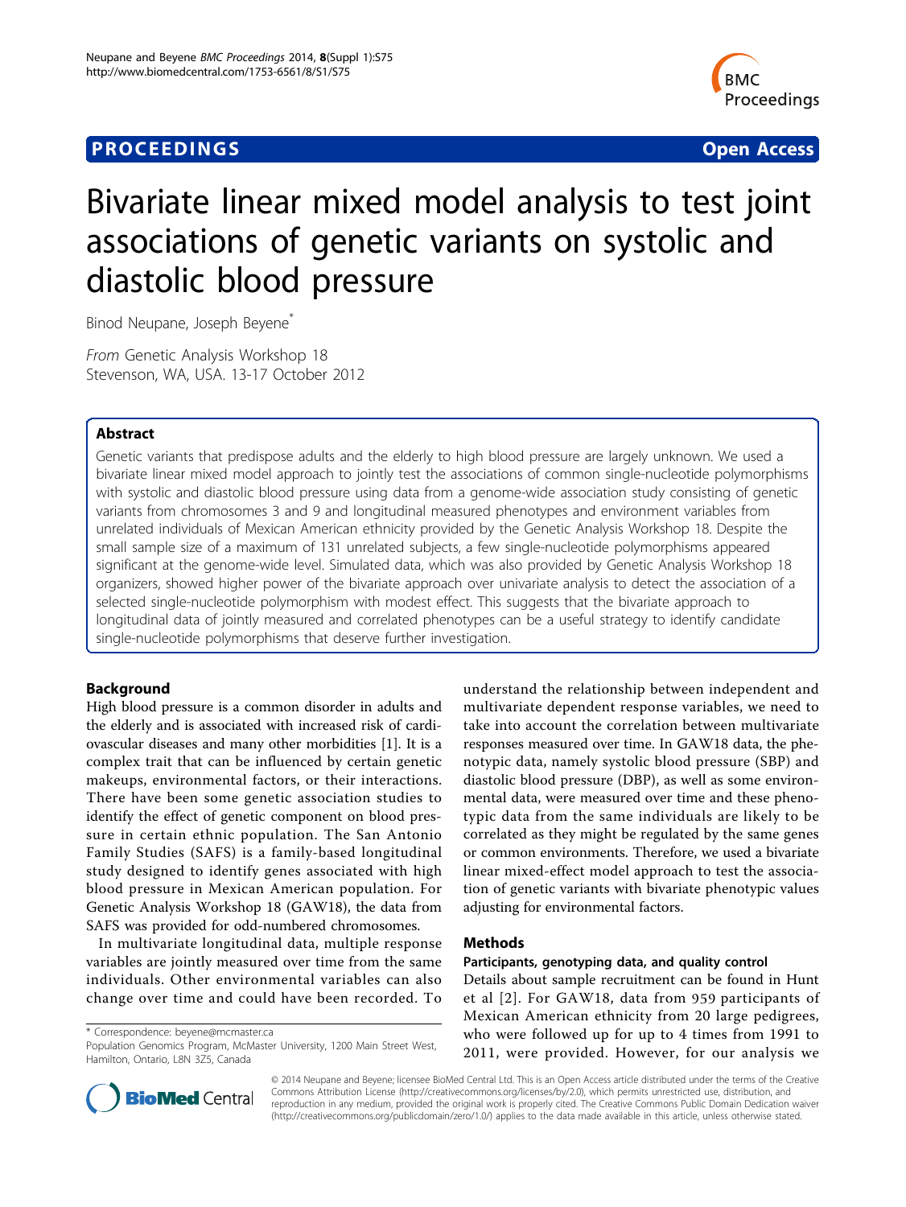**PROCEEDINGS** **Open Access**

# Bivariate linear mixed model analysis to test joint associations of genetic variants on systolic and diastolic blood pressure

Binod Neupane, Joseph Beyene*

*From* Genetic Analysis Workshop 18
Stevenson, WA, USA. 13-17 October 2012

## Abstract

Genetic variants that predispose adults and the elderly to high blood pressure are largely unknown. We used a bivariate linear mixed model approach to jointly test the associations of common single-nucleotide polymorphisms with systolic and diastolic blood pressure using data from a genome-wide association study consisting of genetic variants from chromosomes 3 and 9 and longitudinal measured phenotypes and environment variables from unrelated individuals of Mexican American ethnicity provided by the Genetic Analysis Workshop 18. Despite the small sample size of a maximum of 131 unrelated subjects, a few single-nucleotide polymorphisms appeared significant at the genome-wide level. Simulated data, which was also provided by Genetic Analysis Workshop 18 organizers, showed higher power of the bivariate approach over univariate analysis to detect the association of a selected single-nucleotide polymorphism with modest effect. This suggests that the bivariate approach to longitudinal data of jointly measured and correlated phenotypes can be a useful strategy to identify candidate single-nucleotide polymorphisms that deserve further investigation.

## Background

High blood pressure is a common disorder in adults and the elderly and is associated with increased risk of cardiovascular diseases and many other morbidities [1]. It is a complex trait that can be influenced by certain genetic makeups, environmental factors, or their interactions. There have been some genetic association studies to identify the effect of genetic component on blood pressure in certain ethnic population. The San Antonio Family Studies (SAFS) is a family-based longitudinal study designed to identify genes associated with high blood pressure in Mexican American population. For Genetic Analysis Workshop 18 (GAW18), the data from SAFS was provided for odd-numbered chromosomes.

In multivariate longitudinal data, multiple response variables are jointly measured over time from the same individuals. Other environmental variables can also change over time and could have been recorded. To understand the relationship between independent and multivariate dependent response variables, we need to take into account the correlation between multivariate responses measured over time. In GAW18 data, the phenotypic data, namely systolic blood pressure (SBP) and diastolic blood pressure (DBP), as well as some environmental data, were measured over time and these phenotypic data from the same individuals are likely to be correlated as they might be regulated by the same genes or common environments. Therefore, we used a bivariate linear mixed-effect model approach to test the association of genetic variants with bivariate phenotypic values adjusting for environmental factors.

## Methods

### Participants, genotyping data, and quality control

Details about sample recruitment can be found in Hunt et al [2]. For GAW18, data from 959 participants of Mexican American ethnicity from 20 large pedigrees, who were followed up for up to 4 times from 1991 to 2011, were provided. However, for our analysis we

\* Correspondence: beyene@mcmaster.ca
Population Genomics Program, McMaster University, 1200 Main Street West, Hamilton, Ontario, L8N 3Z5, Canada

© 2014 Neupane and Beyene; licensee BioMed Central Ltd. This is an Open Access article distributed under the terms of the Creative Commons Attribution License (http://creativecommons.org/licenses/by/2.0), which permits unrestricted use, distribution, and reproduction in any medium, provided the original work is properly cited. The Creative Commons Public Domain Dedication waiver (http://creativecommons.org/publicdomain/zero/1.0/) applies to the data made available in this article, unless otherwise stated.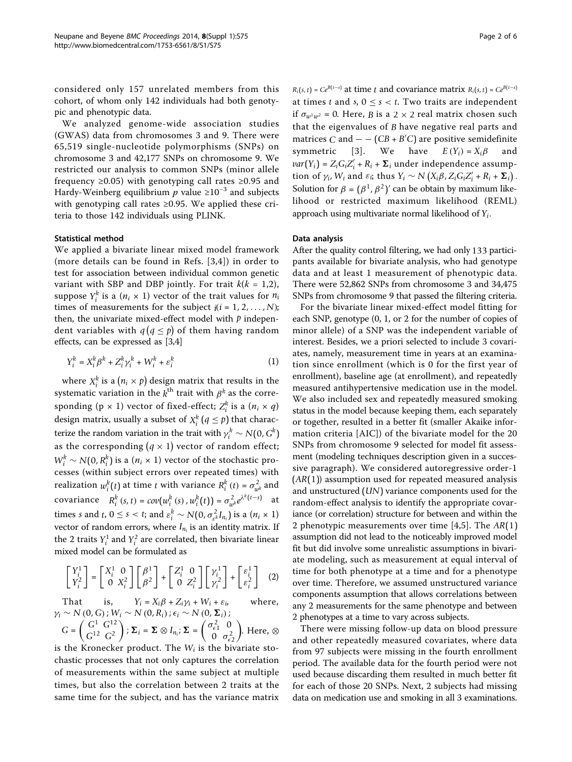considered only 157 unrelated members from this cohort, of whom only 142 individuals had both genotypic and phenotypic data.

We analyzed genome-wide association studies (GWAS) data from chromosomes 3 and 9. There were 65,519 single-nucleotide polymorphisms (SNPs) on chromosome 3 and 42,177 SNPs on chromosome 9. We restricted our analysis to common SNPs (minor allele frequency ≥0.05) with genotyping call rates ≥0.95 and Hardy-Weinberg equilibrium $p$ value $\geq 10^{-3}$ and subjects with genotyping call rates ≥0.95. We applied these criteria to those 142 individuals using PLINK.

### Statistical method

We applied a bivariate linear mixed model framework (more details can be found in Refs. [3,4]) in order to test for association between individual common genetic variant with SBP and DBP jointly. For trait $k (k = 1,2)$, suppose $Y_i^k$ is a $(n_i \times 1)$ vector of the trait values for $n_i$ times of measurements for the subject $i (i = 1, 2, \ldots, N)$; then, the univariate mixed-effect model with $p$ independent variables with $q \, (q \leq p)$ of them having random effects, can be expressed as [3,4]

$$Y_i^k = X_i^k \beta^k + Z_i^k \gamma_i^k + W_i^k + \varepsilon_i^k \tag{1}$$

where $X_i^k$ is a $(n_i \times p)$ design matrix that results in the systematic variation in the $k^{\text{th}}$ trait with $\beta^k$ as the corresponding $(p \times 1)$ vector of fixed-effect; $Z_i^k$ is a $(n_i \times q)$ design matrix, usually a subset of $X_i^k \, (q \leq p)$ that characterize the random variation in the trait with $\gamma_i^k \sim N(0, G^k)$ as the corresponding $(q \times 1)$ vector of random effect; $W_i^k \sim N(0, R_i^k)$ is a $(n_i \times 1)$ vector of the stochastic processes (within subject errors over repeated times) with realization $w_i^k(t)$ at time $t$ with variance $R_i^k(t) = \sigma_{w^k}^2$ and covariance $R_i^k(s, t) = cov(w_i^k(s), w_i^k(t)) = \sigma_{w^k}^2 e^{\lambda^k (t-s)}$ at times $s$ and $t$, $0 \leq s < t$; and $\varepsilon_i^k \sim N(0, \sigma_{\varepsilon^k}^2 I_{n_i})$ is a $(n_i \times 1)$ vector of random errors, where $I_{n_i}$ is an identity matrix. If the 2 traits $Y_i^1$ and $Y_i^2$ are correlated, then bivariate linear mixed model can be formulated as

$$\begin{bmatrix} Y_i^1 \\ Y_i^2 \end{bmatrix} = \begin{bmatrix} X_i^1 & 0 \\ 0 & X_i^2 \end{bmatrix} \begin{bmatrix} \beta^1 \\ \beta^2 \end{bmatrix} + \begin{bmatrix} Z_i^1 & 0 \\ 0 & Z_i^2 \end{bmatrix} \begin{bmatrix} \gamma_i^1 \\ \gamma_i^2 \end{bmatrix} + \begin{bmatrix} \varepsilon_i^1 \\ \varepsilon_i^2 \end{bmatrix} \tag{2}$$

That is, $Y_i = X_i \beta + Z_i \gamma_i + W_i + \varepsilon_i$, where, $\gamma_i \sim N(0, G)$; $W_i \sim N(0, R_i)$; $\epsilon_i \sim N(0, \boldsymbol{\Sigma}_i)$; $G = \begin{pmatrix} G^1 & G^{12} \\ G^{12} & G^2 \end{pmatrix}$; $\boldsymbol{\Sigma}_i = \boldsymbol{\Sigma} \otimes I_{n_i}$; $\boldsymbol{\Sigma} = \begin{pmatrix} \sigma_{\epsilon 1}^2 & 0 \\ 0 & \sigma_{\epsilon 2}^2 \end{pmatrix}$. Here, $\otimes$ is the Kronecker product. The $W_i$ is the bivariate stochastic processes that not only captures the correlation of measurements within the same subject at multiple times, but also the correlation between 2 traits at the same time for the subject, and has the variance matrix $R_i(s, t) = Ce^{B(t-s)}$ at time $t$ and covariance matrix $R_i(s, t) = Ce^{B(t-s)}$ at times $t$ and $s$, $0 \leq s < t$. Two traits are independent if $\sigma_{w^1 w^2} = 0$. Here, $B$ is a $2 \times 2$ real matrix chosen such that the eigenvalues of $B$ have negative real parts and matrices $C$ and $- - (CB + B'C)$ are positive semidefinite symmetric [3]. We have $E(Y_i) = X_i \beta$ and $var(Y_i) = Z_i G_i Z_i' + R_i + \boldsymbol{\Sigma}_i$ under independence assumption of $\gamma_i$, $W_i$ and $\varepsilon_i$; thus $Y_i \sim N(X_i \beta, Z_i G_i Z_i' + R_i + \boldsymbol{\Sigma}_i)$. Solution for $\beta = (\beta^1, \beta^2)'$ can be obtain by maximum likelihood or restricted maximum likelihood (REML) approach using multivariate normal likelihood of $Y_i$.

### Data analysis

After the quality control filtering, we had only 133 participants available for bivariate analysis, who had genotype data and at least 1 measurement of phenotypic data. There were 52,862 SNPs from chromosome 3 and 34,475 SNPs from chromosome 9 that passed the filtering criteria.

For the bivariate linear mixed-effect model fitting for each SNP, genotype (0, 1, or 2 for the number of copies of minor allele) of a SNP was the independent variable of interest. Besides, we a priori selected to include 3 covariates, namely, measurement time in years at an examination since enrollment (which is 0 for the first year of enrollment), baseline age (at enrollment), and repeatedly measured antihypertensive medication use in the model. We also included sex and repeatedly measured smoking status in the model because keeping them, each separately or together, resulted in a better fit (smaller Akaike information criteria [AIC]) of the bivariate model for the 20 SNPs from chromosome 9 selected for model fit assessment (modeling techniques description given in a successive paragraph). We considered autoregressive order-1 ($AR(1)$) assumption used for repeated measured analysis and unstructured ($UN$) variance components used for the random-effect analysis to identify the appropriate covariance (or correlation) structure for between and within the 2 phenotypic measurements over time [4,5]. The $AR(1)$ assumption did not lead to the noticeably improved model fit but did involve some unrealistic assumptions in bivariate modeling, such as measurement at equal interval of time for both phenotype at a time and for a phenotype over time. Therefore, we assumed unstructured variance components assumption that allows correlations between any 2 measurements for the same phenotype and between 2 phenotypes at a time to vary across subjects.

There were missing follow-up data on blood pressure and other repeatedly measured covariates, where data from 97 subjects were missing in the fourth enrollment period. The available data for the fourth period were not used because discarding them resulted in much better fit for each of those 20 SNPs. Next, 2 subjects had missing data on medication use and smoking in all 3 examinations.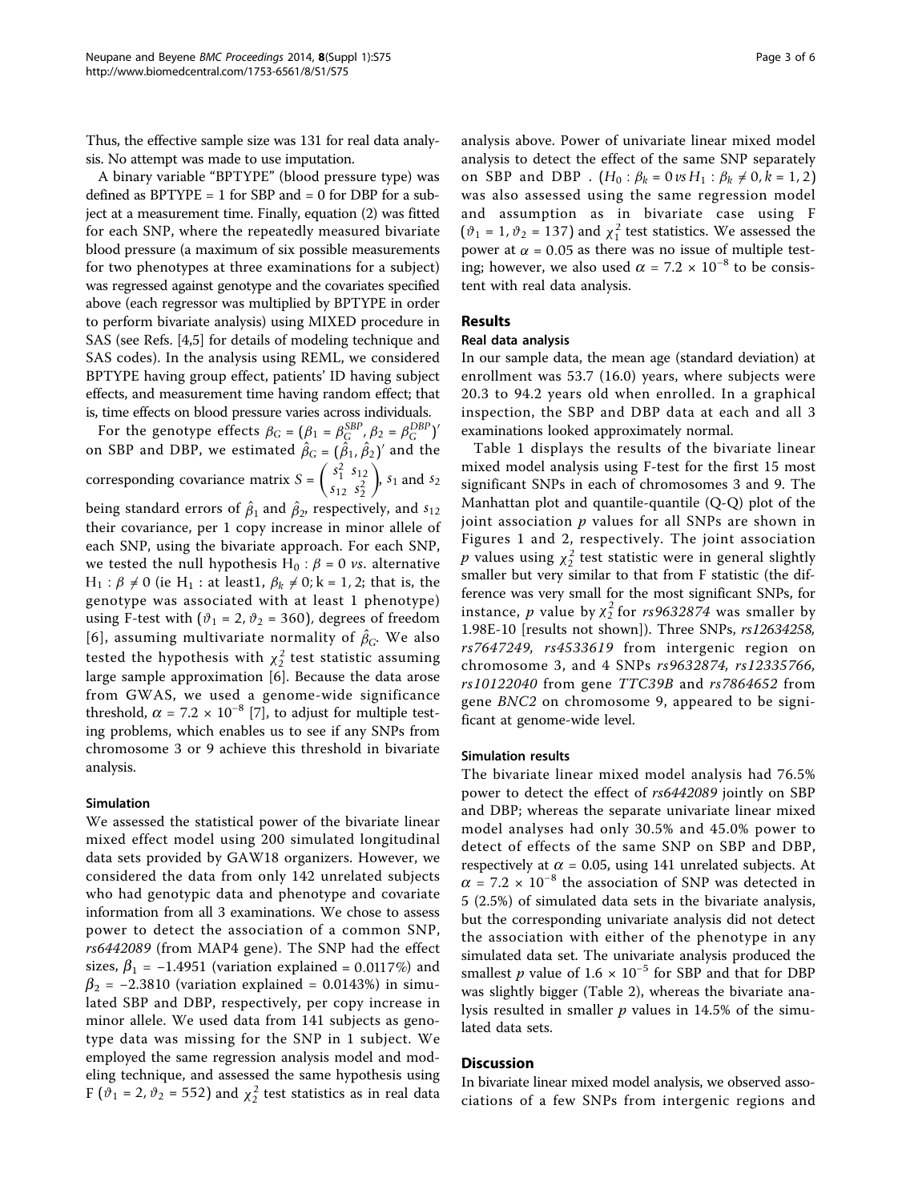Thus, the effective sample size was 131 for real data analysis. No attempt was made to use imputation.

A binary variable "BPTYPE" (blood pressure type) was defined as BPTYPE = 1 for SBP and = 0 for DBP for a subject at a measurement time. Finally, equation (2) was fitted for each SNP, where the repeatedly measured bivariate blood pressure (a maximum of six possible measurements for two phenotypes at three examinations for a subject) was regressed against genotype and the covariates specified above (each regressor was multiplied by BPTYPE in order to perform bivariate analysis) using MIXED procedure in SAS (see Refs. [4,5] for details of modeling technique and SAS codes). In the analysis using REML, we considered BPTYPE having group effect, patients' ID having subject effects, and measurement time having random effect; that is, time effects on blood pressure varies across individuals.

For the genotype effects $\beta_G = (\beta_1 = \beta_G^{SBP}, \beta_2 = \beta_G^{DBP})'$ on SBP and DBP, we estimated $\hat{\beta}_G = (\hat{\beta}_1, \hat{\beta}_2)'$ and the corresponding covariance matrix $S = \begin{pmatrix} s_1^2 & s_{12} \\ s_{12} & s_2^2 \end{pmatrix}$, $s_1$ and $s_2$ being standard errors of $\hat{\beta}_1$ and $\hat{\beta}_2$, respectively, and $s_{12}$ their covariance, per 1 copy increase in minor allele of each SNP, using the bivariate approach. For each SNP, we tested the null hypothesis $H_0 : \beta = 0$ *vs*. alternative $H_1 : \beta \neq 0$ (ie $H_1$ : at least1, $\beta_k \neq 0; k = 1, 2$; that is, the genotype was associated with at least 1 phenotype) using F-test with ($\vartheta_1 = 2, \vartheta_2 = 360$), degrees of freedom [6], assuming multivariate normality of $\hat{\beta}_G$. We also tested the hypothesis with $\chi_2^2$ test statistic assuming large sample approximation [6]. Because the data arose from GWAS, we used a genome-wide significance threshold, $\alpha = 7.2 \times 10^{-8}$ [7], to adjust for multiple testing problems, which enables us to see if any SNPs from chromosome 3 or 9 achieve this threshold in bivariate analysis.

### Simulation

We assessed the statistical power of the bivariate linear mixed effect model using 200 simulated longitudinal data sets provided by GAW18 organizers. However, we considered the data from only 142 unrelated subjects who had genotypic data and phenotype and covariate information from all 3 examinations. We chose to assess power to detect the association of a common SNP, *rs6442089* (from MAP4 gene). The SNP had the effect sizes, $\beta_1 = -1.4951$ (variation explained = 0.0117%) and $\beta_2 = -2.3810$ (variation explained = 0.0143%) in simulated SBP and DBP, respectively, per copy increase in minor allele. We used data from 141 subjects as genotype data was missing for the SNP in 1 subject. We employed the same regression analysis model and modeling technique, and assessed the same hypothesis using F ($\vartheta_1 = 2, \vartheta_2 = 552$) and $\chi_2^2$ test statistics as in real data analysis above. Power of univariate linear mixed model analysis to detect the effect of the same SNP separately on SBP and DBP . ($H_0 : \beta_k = 0$ *vs* $H_1 : \beta_k \neq 0, k = 1, 2$) was also assessed using the same regression model and assumption as in bivariate case using F ($\vartheta_1 = 1, \vartheta_2 = 137$) and $\chi_1^2$ test statistics. We assessed the power at $\alpha = 0.05$ as there was no issue of multiple testing; however, we also used $\alpha = 7.2 \times 10^{-8}$ to be consistent with real data analysis.

## Results

### Real data analysis

In our sample data, the mean age (standard deviation) at enrollment was 53.7 (16.0) years, where subjects were 20.3 to 94.2 years old when enrolled. In a graphical inspection, the SBP and DBP data at each and all 3 examinations looked approximately normal.

Table 1 displays the results of the bivariate linear mixed model analysis using F-test for the first 15 most significant SNPs in each of chromosomes 3 and 9. The Manhattan plot and quantile-quantile (Q-Q) plot of the joint association $p$ values for all SNPs are shown in Figures 1 and 2, respectively. The joint association $p$ values using $\chi_2^2$ test statistic were in general slightly smaller but very similar to that from F statistic (the difference was very small for the most significant SNPs, for instance, $p$ value by $\chi_2^2$ for *rs9632874* was smaller by 1.98E-10 [results not shown]). Three SNPs, *rs12634258*, *rs7647249*, *rs4533619* from intergenic region on chromosome 3, and 4 SNPs *rs9632874*, *rs12335766*, *rs10122040* from gene *TTC39B* and *rs7864652* from gene *BNC2* on chromosome 9, appeared to be significant at genome-wide level.

### Simulation results

The bivariate linear mixed model analysis had 76.5% power to detect the effect of *rs6442089* jointly on SBP and DBP; whereas the separate univariate linear mixed model analyses had only 30.5% and 45.0% power to detect of effects of the same SNP on SBP and DBP, respectively at $\alpha = 0.05$, using 141 unrelated subjects. At $\alpha = 7.2 \times 10^{-8}$ the association of SNP was detected in 5 (2.5%) of simulated data sets in the bivariate analysis, but the corresponding univariate analysis did not detect the association with either of the phenotype in any simulated data set. The univariate analysis produced the smallest $p$ value of $1.6 \times 10^{-5}$ for SBP and that for DBP was slightly bigger (Table 2), whereas the bivariate analysis resulted in smaller $p$ values in 14.5% of the simulated data sets.

## Discussion

In bivariate linear mixed model analysis, we observed associations of a few SNPs from intergenic regions and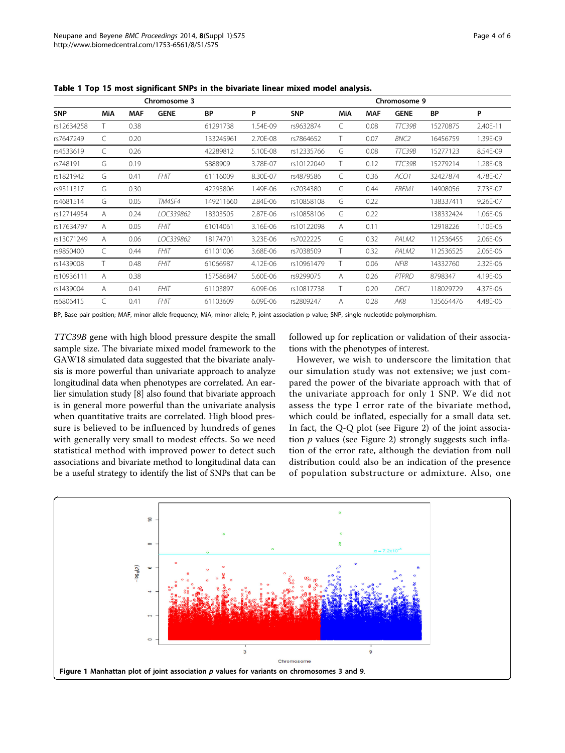**Table 1 Top 15 most significant SNPs in the bivariate linear mixed model analysis.**

| Chromosome 3 | | | | | | Chromosome 9 | | | | | |
|---|---|---|---|---|---|---|---|---|---|---|---|
| SNP | MiA | MAF | GENE | BP | P | SNP | MiA | MAF | GENE | BP | P |
| rs12634258 | T | 0.38 | | 61291738 | 1.54E-09 | rs9632874 | C | 0.08 | *TTC39B* | 15270875 | 2.40E-11 |
| rs7647249 | C | 0.20 | | 133245961 | 2.70E-08 | rs7864652 | T | 0.07 | *BNC2* | 16456759 | 1.39E-09 |
| rs4533619 | C | 0.26 | | 42289812 | 5.10E-08 | rs12335766 | G | 0.08 | *TTC39B* | 15277123 | 8.54E-09 |
| rs748191 | G | 0.19 | | 5888909 | 3.78E-07 | rs10122040 | T | 0.12 | *TTC39B* | 15279214 | 1.28E-08 |
| rs1821942 | G | 0.41 | *FHIT* | 61116009 | 8.30E-07 | rs4879586 | C | 0.36 | *ACO1* | 32427874 | 4.78E-07 |
| rs9311317 | G | 0.30 | | 42295806 | 1.49E-06 | rs7034380 | G | 0.44 | *FREM1* | 14908056 | 7.73E-07 |
| rs4681514 | G | 0.05 | *TM4SF4* | 149211660 | 2.84E-06 | rs10858108 | G | 0.22 | | 138337411 | 9.26E-07 |
| rs12714954 | A | 0.24 | *LOC339862* | 18303505 | 2.87E-06 | rs10858106 | G | 0.22 | | 138332424 | 1.06E-06 |
| rs17634797 | A | 0.05 | *FHIT* | 61014061 | 3.16E-06 | rs10122098 | A | 0.11 | | 12918226 | 1.10E-06 |
| rs13071249 | A | 0.06 | *LOC339862* | 18174701 | 3.23E-06 | rs7022225 | G | 0.32 | *PALM2* | 112536455 | 2.06E-06 |
| rs9850400 | C | 0.44 | *FHIT* | 61101006 | 3.68E-06 | rs7038509 | T | 0.32 | *PALM2* | 112536525 | 2.06E-06 |
| rs1439008 | T | 0.48 | *FHIT* | 61066987 | 4.12E-06 | rs10961479 | T | 0.06 | *NFIB* | 14332760 | 2.32E-06 |
| rs10936111 | A | 0.38 | | 157586847 | 5.60E-06 | rs9299075 | A | 0.26 | *PTPRD* | 8798347 | 4.19E-06 |
| rs1439004 | A | 0.41 | *FHIT* | 61103897 | 6.09E-06 | rs10817738 | T | 0.20 | *DEC1* | 118029729 | 4.37E-06 |
| rs6806415 | C | 0.41 | *FHIT* | 61103609 | 6.09E-06 | rs2809247 | A | 0.28 | *AK8* | 135654476 | 4.48E-06 |

BP, Base pair position; MAF, minor allele frequency; MiA, minor allele; P, joint association p value; SNP, single-nucleotide polymorphism.

*TTC39B* gene with high blood pressure despite the small sample size. The bivariate mixed model framework to the GAW18 simulated data suggested that the bivariate analysis is more powerful than univariate approach to analyze longitudinal data when phenotypes are correlated. An earlier simulation study [8] also found that bivariate approach is in general more powerful than the univariate analysis when quantitative traits are correlated. High blood pressure is believed to be influenced by hundreds of genes with generally very small to modest effects. So we need statistical method with improved power to detect such associations and bivariate method to longitudinal data can be a useful strategy to identify the list of SNPs that can be followed up for replication or validation of their associations with the phenotypes of interest.

However, we wish to underscore the limitation that our simulation study was not extensive; we just compared the power of the bivariate approach with that of the univariate approach for only 1 SNP. We did not assess the type I error rate of the bivariate method, which could be inflated, especially for a small data set. In fact, the Q-Q plot (see Figure 2) of the joint association $p$ values (see Figure 2) strongly suggests such inflation of the error rate, although the deviation from null distribution could also be an indication of the presence of population substructure or admixture. Also, one

**Figure 1** Manhattan plot of joint association $p$ values for variants on chromosomes 3 and 9.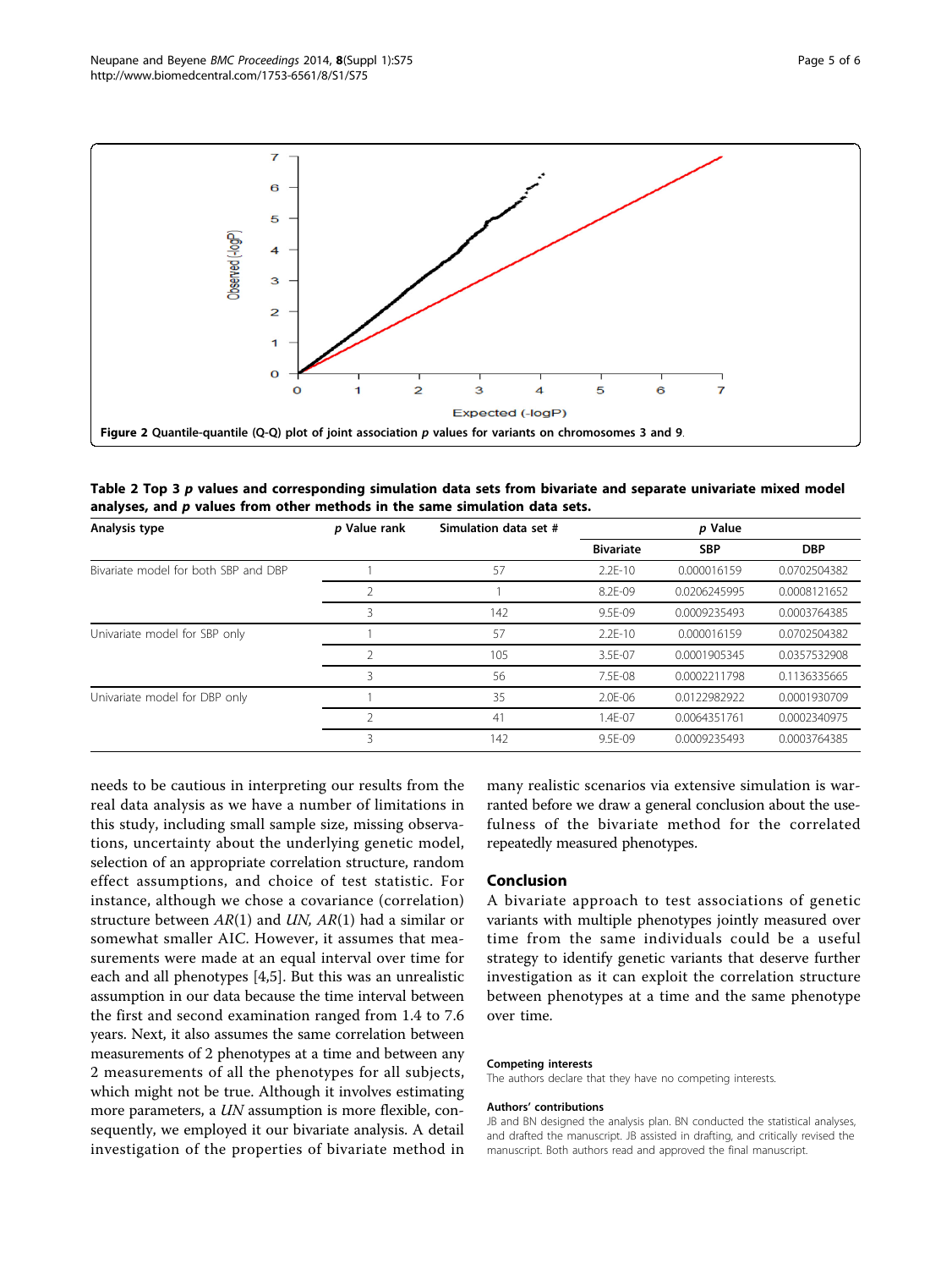Figure 2 Quantile-quantile (Q-Q) plot of joint association *p* values for variants on chromosomes 3 and 9.

**Table 2 Top 3 *p* values and corresponding simulation data sets from bivariate and separate univariate mixed model analyses, and *p* values from other methods in the same simulation data sets.**

| Analysis type | *p* Value rank | Simulation data set # | *p* Value | | |
|---|---|---|---|---|---|
| | | | Bivariate | SBP | DBP |
| Bivariate model for both SBP and DBP | 1 | 57 | 2.2E-10 | 0.000016159 | 0.0702504382 |
| | 2 | 1 | 8.2E-09 | 0.0206245995 | 0.0008121652 |
| | 3 | 142 | 9.5E-09 | 0.0009235493 | 0.0003764385 |
| Univariate model for SBP only | 1 | 57 | 2.2E-10 | 0.000016159 | 0.0702504382 |
| | 2 | 105 | 3.5E-07 | 0.0001905345 | 0.0357532908 |
| | 3 | 56 | 7.5E-08 | 0.0002211798 | 0.1136335665 |
| Univariate model for DBP only | 1 | 35 | 2.0E-06 | 0.0122982922 | 0.0001930709 |
| | 2 | 41 | 1.4E-07 | 0.0064351761 | 0.0002340975 |
| | 3 | 142 | 9.5E-09 | 0.0009235493 | 0.0003764385 |

needs to be cautious in interpreting our results from the real data analysis as we have a number of limitations in this study, including small sample size, missing observations, uncertainty about the underlying genetic model, selection of an appropriate correlation structure, random effect assumptions, and choice of test statistic. For instance, although we chose a covariance (correlation) structure between *AR*(1) and *UN*, *AR*(1) had a similar or somewhat smaller AIC. However, it assumes that measurements were made at an equal interval over time for each and all phenotypes [4,5]. But this was an unrealistic assumption in our data because the time interval between the first and second examination ranged from 1.4 to 7.6 years. Next, it also assumes the same correlation between measurements of 2 phenotypes at a time and between any 2 measurements of all the phenotypes for all subjects, which might not be true. Although it involves estimating more parameters, a *UN* assumption is more flexible, consequently, we employed it our bivariate analysis. A detail investigation of the properties of bivariate method in many realistic scenarios via extensive simulation is warranted before we draw a general conclusion about the usefulness of the bivariate method for the correlated repeatedly measured phenotypes.

## Conclusion

A bivariate approach to test associations of genetic variants with multiple phenotypes jointly measured over time from the same individuals could be a useful strategy to identify genetic variants that deserve further investigation as it can exploit the correlation structure between phenotypes at a time and the same phenotype over time.

#### Competing interests

The authors declare that they have no competing interests.

#### Authors' contributions

JB and BN designed the analysis plan. BN conducted the statistical analyses, and drafted the manuscript. JB assisted in drafting, and critically revised the manuscript. Both authors read and approved the final manuscript.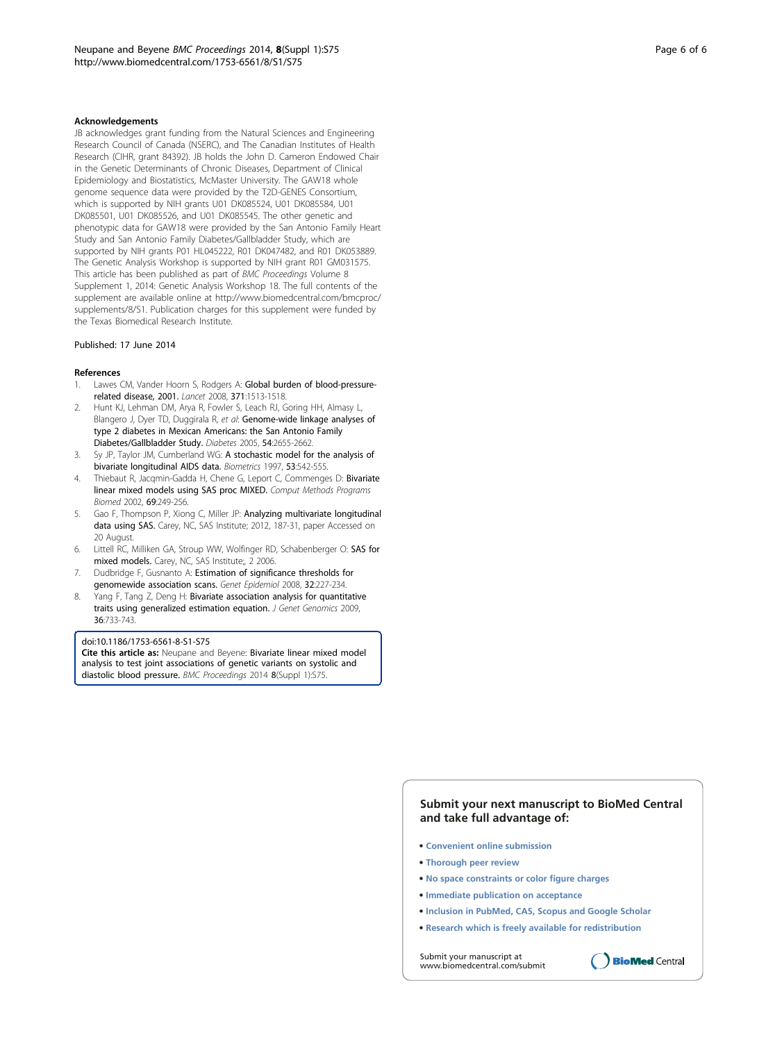## Acknowledgements

JB acknowledges grant funding from the Natural Sciences and Engineering Research Council of Canada (NSERC), and The Canadian Institutes of Health Research (CIHR, grant 84392). JB holds the John D. Cameron Endowed Chair in the Genetic Determinants of Chronic Diseases, Department of Clinical Epidemiology and Biostatistics, McMaster University. The GAW18 whole genome sequence data were provided by the T2D-GENES Consortium, which is supported by NIH grants U01 DK085524, U01 DK085584, U01 DK085501, U01 DK085526, and U01 DK085545. The other genetic and phenotypic data for GAW18 were provided by the San Antonio Family Heart Study and San Antonio Family Diabetes/Gallbladder Study, which are supported by NIH grants P01 HL045222, R01 DK047482, and R01 DK053889. The Genetic Analysis Workshop is supported by NIH grant R01 GM031575. This article has been published as part of *BMC Proceedings* Volume 8 Supplement 1, 2014: Genetic Analysis Workshop 18. The full contents of the supplement are available online at http://www.biomedcentral.com/bmcproc/supplements/8/S1. Publication charges for this supplement were funded by the Texas Biomedical Research Institute.

Published: 17 June 2014

## References

1. Lawes CM, Vander Hoorn S, Rodgers A: **Global burden of blood-pressure-related disease, 2001.** *Lancet* 2008, **371**:1513-1518.
2. Hunt KJ, Lehman DM, Arya R, Fowler S, Leach RJ, Goring HH, Almasy L, Blangero J, Dyer TD, Duggirala R, *et al*: **Genome-wide linkage analyses of type 2 diabetes in Mexican Americans: the San Antonio Family Diabetes/Gallbladder Study.** *Diabetes* 2005, **54**:2655-2662.
3. Sy JP, Taylor JM, Cumberland WG: **A stochastic model for the analysis of bivariate longitudinal AIDS data.** *Biometrics* 1997, **53**:542-555.
4. Thiebaut R, Jacqmin-Gadda H, Chene G, Leport C, Commenges D: **Bivariate linear mixed models using SAS proc MIXED.** *Comput Methods Programs Biomed* 2002, **69**:249-256.
5. Gao F, Thompson P, Xiong C, Miller JP: **Analyzing multivariate longitudinal data using SAS.** Carey, NC, SAS Institute; 2012, 187-31, paper Accessed on 20 August.
6. Littell RC, Milliken GA, Stroup WW, Wolfinger RD, Schabenberger O: **SAS for mixed models.** Carey, NC, SAS Institute;, 2 2006.
7. Dudbridge F, Gusnanto A: **Estimation of significance thresholds for genomewide association scans.** *Genet Epidemiol* 2008, **32**:227-234.
8. Yang F, Tang Z, Deng H: **Bivariate association analysis for quantitative traits using generalized estimation equation.** *J Genet Genomics* 2009, **36**:733-743.

doi:10.1186/1753-6561-8-S1-S75
**Cite this article as:** Neupane and Beyene: **Bivariate linear mixed model analysis to test joint associations of genetic variants on systolic and diastolic blood pressure.** *BMC Proceedings* 2014 **8**(Suppl 1):S75.

**Submit your next manuscript to BioMed Central and take full advantage of:**

- Convenient online submission
- Thorough peer review
- No space constraints or color figure charges
- Immediate publication on acceptance
- Inclusion in PubMed, CAS, Scopus and Google Scholar
- Research which is freely available for redistribution

Submit your manuscript at www.biomedcentral.com/submit

BioMed Central